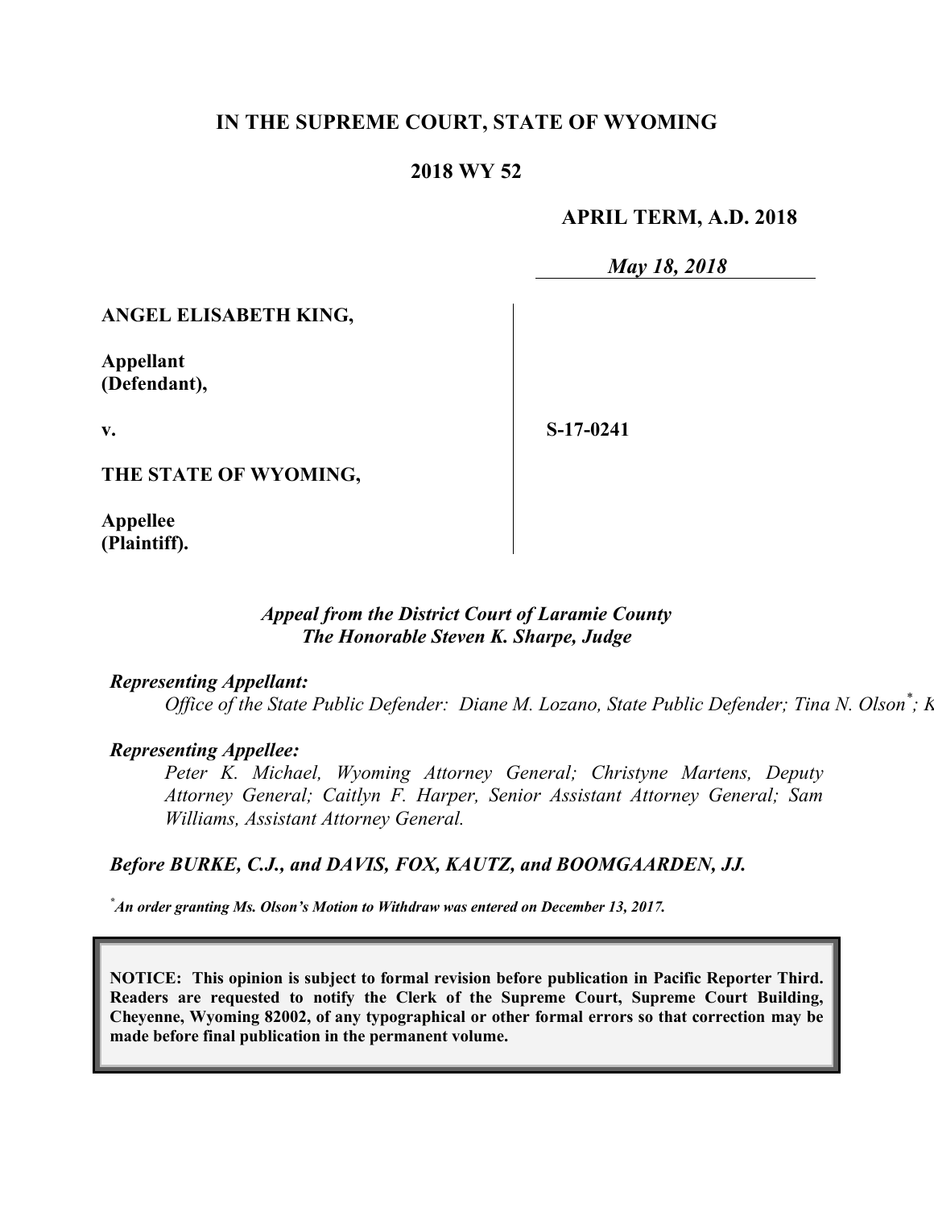**IN THE SUPREME COURT, STATE OF WYOMING**

**2018 WY 52**

**APRIL TERM, A.D. 2018**

*May 18, 2018*

**ANGEL ELISABETH KING,**

**Appellant (Defendant),**

**v.**

**S-17-0241**

**THE STATE OF WYOMING,**

**Appellee (Plaintiff).**

*Appeal from the District Court of Laramie County*
*The Honorable Steven K. Sharpe, Judge*

***Representing Appellant:***

*Office of the State Public Defender: Diane M. Lozano, State Public Defender; Tina N. Olson*[*]*; K*

***Representing Appellee:***

*Peter K. Michael, Wyoming Attorney General; Christyne Martens, Deputy Attorney General; Caitlyn F. Harper, Senior Assistant Attorney General; Sam Williams, Assistant Attorney General.*

***Before BURKE, C.J., and DAVIS, FOX, KAUTZ, and BOOMGAARDEN, JJ.***

[*] *An order granting Ms. Olson's Motion to Withdraw was entered on December 13, 2017.*

**NOTICE: This opinion is subject to formal revision before publication in Pacific Reporter Third. Readers are requested to notify the Clerk of the Supreme Court, Supreme Court Building, Cheyenne, Wyoming 82002, of any typographical or other formal errors so that correction may be made before final publication in the permanent volume.**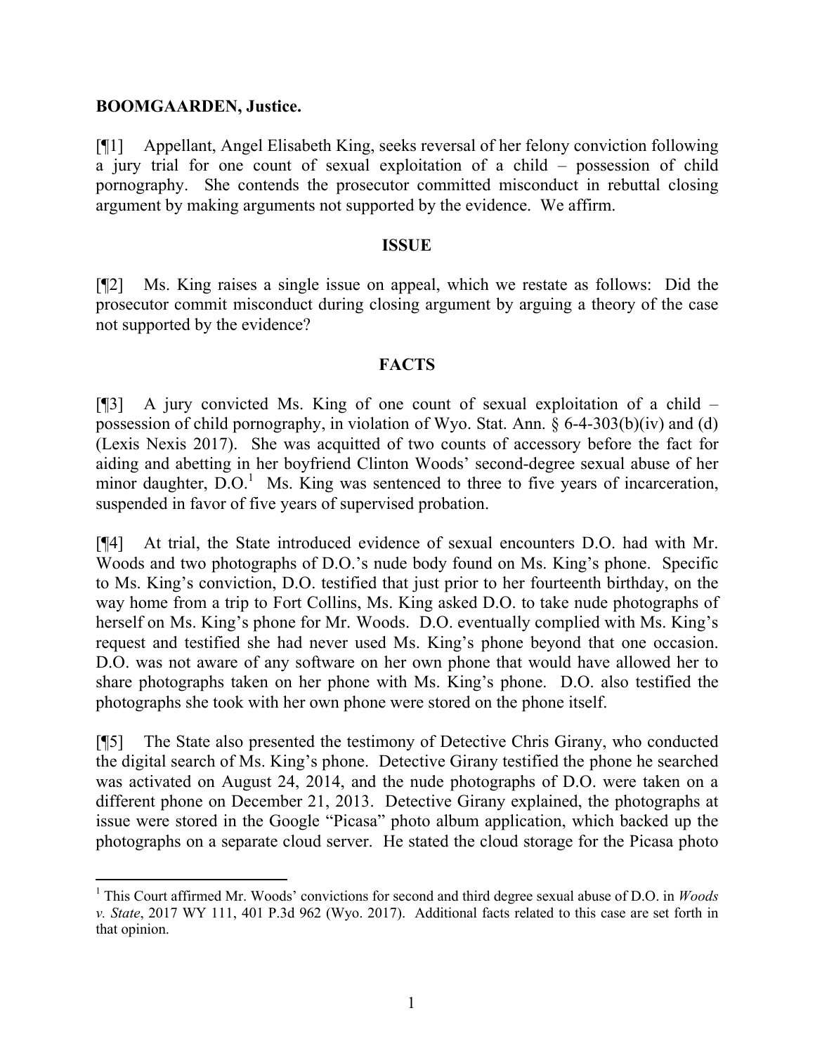**BOOMGAARDEN, Justice.**

[¶1] Appellant, Angel Elisabeth King, seeks reversal of her felony conviction following a jury trial for one count of sexual exploitation of a child – possession of child pornography. She contends the prosecutor committed misconduct in rebuttal closing argument by making arguments not supported by the evidence. We affirm.

## ISSUE

[¶2] Ms. King raises a single issue on appeal, which we restate as follows: Did the prosecutor commit misconduct during closing argument by arguing a theory of the case not supported by the evidence?

## FACTS

[¶3] A jury convicted Ms. King of one count of sexual exploitation of a child – possession of child pornography, in violation of Wyo. Stat. Ann. § 6-4-303(b)(iv) and (d) (Lexis Nexis 2017). She was acquitted of two counts of accessory before the fact for aiding and abetting in her boyfriend Clinton Woods' second-degree sexual abuse of her minor daughter, D.O.[1] Ms. King was sentenced to three to five years of incarceration, suspended in favor of five years of supervised probation.

[¶4] At trial, the State introduced evidence of sexual encounters D.O. had with Mr. Woods and two photographs of D.O.'s nude body found on Ms. King's phone. Specific to Ms. King's conviction, D.O. testified that just prior to her fourteenth birthday, on the way home from a trip to Fort Collins, Ms. King asked D.O. to take nude photographs of herself on Ms. King's phone for Mr. Woods. D.O. eventually complied with Ms. King's request and testified she had never used Ms. King's phone beyond that one occasion. D.O. was not aware of any software on her own phone that would have allowed her to share photographs taken on her phone with Ms. King's phone. D.O. also testified the photographs she took with her own phone were stored on the phone itself.

[¶5] The State also presented the testimony of Detective Chris Girany, who conducted the digital search of Ms. King's phone. Detective Girany testified the phone he searched was activated on August 24, 2014, and the nude photographs of D.O. were taken on a different phone on December 21, 2013. Detective Girany explained, the photographs at issue were stored in the Google "Picasa" photo album application, which backed up the photographs on a separate cloud server. He stated the cloud storage for the Picasa photo

---

[1] This Court affirmed Mr. Woods' convictions for second and third degree sexual abuse of D.O. in *Woods v. State*, 2017 WY 111, 401 P.3d 962 (Wyo. 2017). Additional facts related to this case are set forth in that opinion.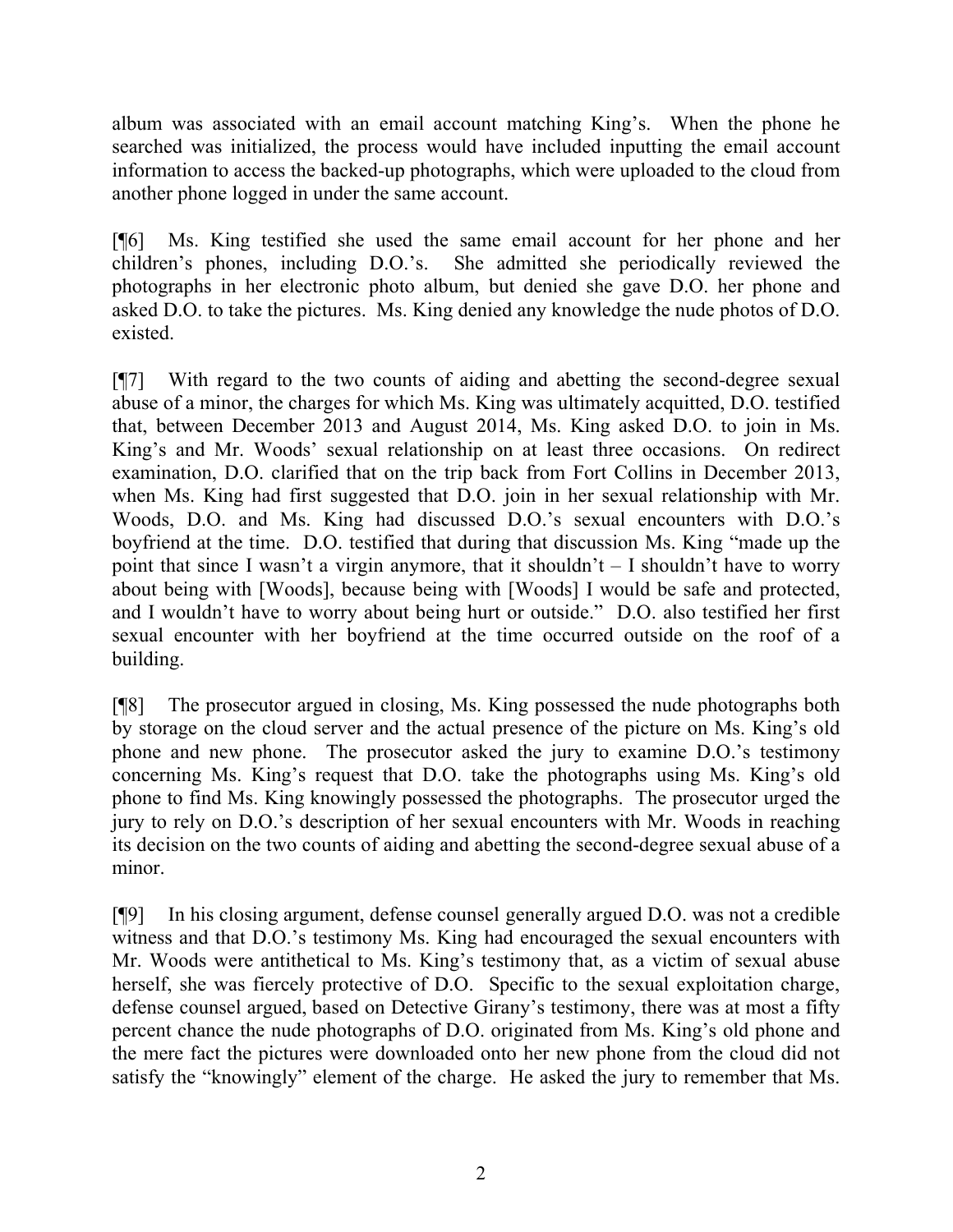album was associated with an email account matching King's. When the phone he searched was initialized, the process would have included inputting the email account information to access the backed-up photographs, which were uploaded to the cloud from another phone logged in under the same account.

[¶6] Ms. King testified she used the same email account for her phone and her children's phones, including D.O.'s. She admitted she periodically reviewed the photographs in her electronic photo album, but denied she gave D.O. her phone and asked D.O. to take the pictures. Ms. King denied any knowledge the nude photos of D.O. existed.

[¶7] With regard to the two counts of aiding and abetting the second-degree sexual abuse of a minor, the charges for which Ms. King was ultimately acquitted, D.O. testified that, between December 2013 and August 2014, Ms. King asked D.O. to join in Ms. King's and Mr. Woods' sexual relationship on at least three occasions. On redirect examination, D.O. clarified that on the trip back from Fort Collins in December 2013, when Ms. King had first suggested that D.O. join in her sexual relationship with Mr. Woods, D.O. and Ms. King had discussed D.O.'s sexual encounters with D.O.'s boyfriend at the time. D.O. testified that during that discussion Ms. King "made up the point that since I wasn't a virgin anymore, that it shouldn't – I shouldn't have to worry about being with [Woods], because being with [Woods] I would be safe and protected, and I wouldn't have to worry about being hurt or outside." D.O. also testified her first sexual encounter with her boyfriend at the time occurred outside on the roof of a building.

[¶8] The prosecutor argued in closing, Ms. King possessed the nude photographs both by storage on the cloud server and the actual presence of the picture on Ms. King's old phone and new phone. The prosecutor asked the jury to examine D.O.'s testimony concerning Ms. King's request that D.O. take the photographs using Ms. King's old phone to find Ms. King knowingly possessed the photographs. The prosecutor urged the jury to rely on D.O.'s description of her sexual encounters with Mr. Woods in reaching its decision on the two counts of aiding and abetting the second-degree sexual abuse of a minor.

[¶9] In his closing argument, defense counsel generally argued D.O. was not a credible witness and that D.O.'s testimony Ms. King had encouraged the sexual encounters with Mr. Woods were antithetical to Ms. King's testimony that, as a victim of sexual abuse herself, she was fiercely protective of D.O. Specific to the sexual exploitation charge, defense counsel argued, based on Detective Girany's testimony, there was at most a fifty percent chance the nude photographs of D.O. originated from Ms. King's old phone and the mere fact the pictures were downloaded onto her new phone from the cloud did not satisfy the "knowingly" element of the charge. He asked the jury to remember that Ms.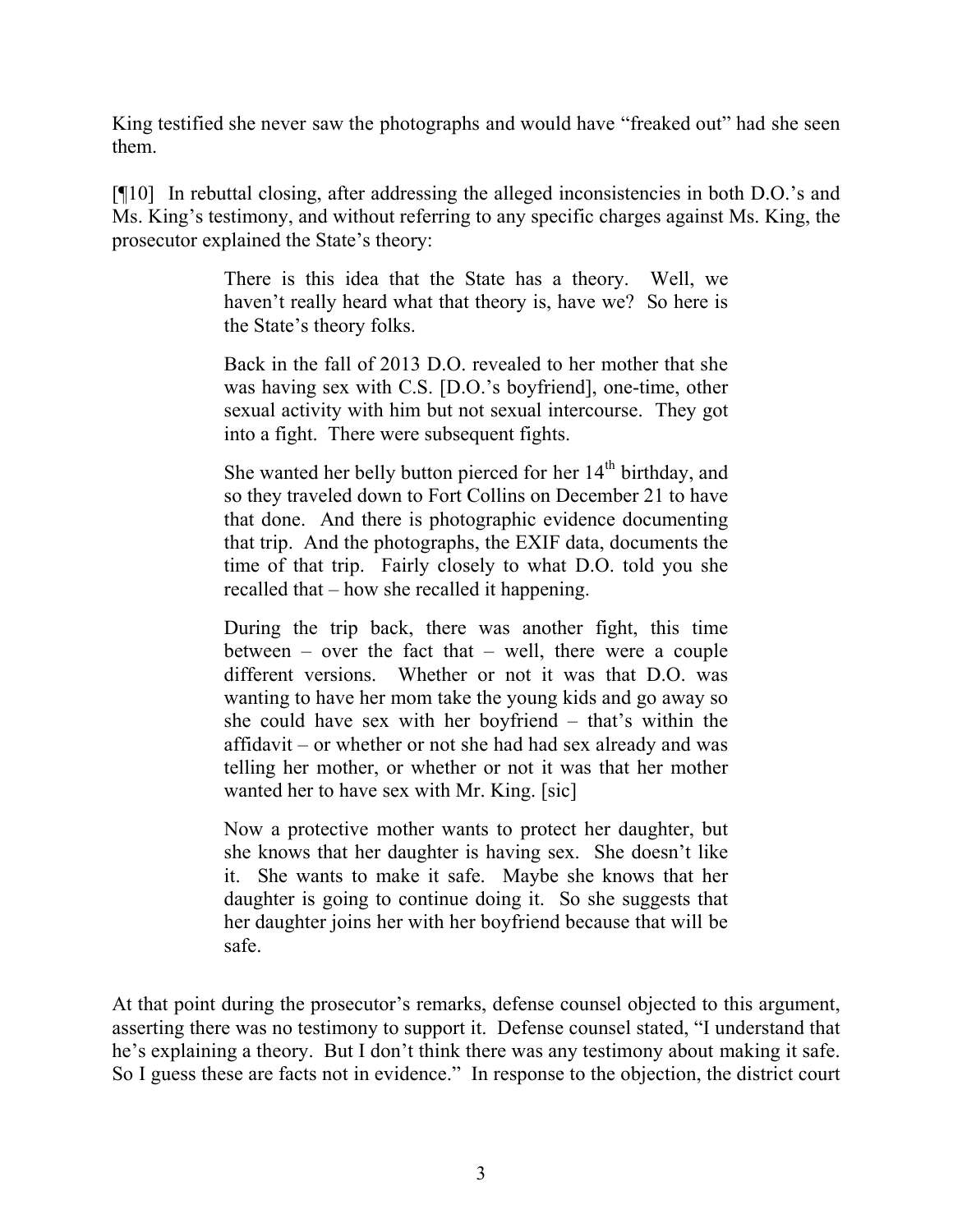King testified she never saw the photographs and would have "freaked out" had she seen them.

[¶10] In rebuttal closing, after addressing the alleged inconsistencies in both D.O.'s and Ms. King's testimony, and without referring to any specific charges against Ms. King, the prosecutor explained the State's theory:

> There is this idea that the State has a theory. Well, we haven't really heard what that theory is, have we? So here is the State's theory folks.
>
> Back in the fall of 2013 D.O. revealed to her mother that she was having sex with C.S. [D.O.'s boyfriend], one-time, other sexual activity with him but not sexual intercourse. They got into a fight. There were subsequent fights.
>
> She wanted her belly button pierced for her 14th birthday, and so they traveled down to Fort Collins on December 21 to have that done. And there is photographic evidence documenting that trip. And the photographs, the EXIF data, documents the time of that trip. Fairly closely to what D.O. told you she recalled that – how she recalled it happening.
>
> During the trip back, there was another fight, this time between – over the fact that – well, there were a couple different versions. Whether or not it was that D.O. was wanting to have her mom take the young kids and go away so she could have sex with her boyfriend – that's within the affidavit – or whether or not she had had sex already and was telling her mother, or whether or not it was that her mother wanted her to have sex with Mr. King. [sic]
>
> Now a protective mother wants to protect her daughter, but she knows that her daughter is having sex. She doesn't like it. She wants to make it safe. Maybe she knows that her daughter is going to continue doing it. So she suggests that her daughter joins her with her boyfriend because that will be safe.

At that point during the prosecutor's remarks, defense counsel objected to this argument, asserting there was no testimony to support it. Defense counsel stated, "I understand that he's explaining a theory. But I don't think there was any testimony about making it safe. So I guess these are facts not in evidence." In response to the objection, the district court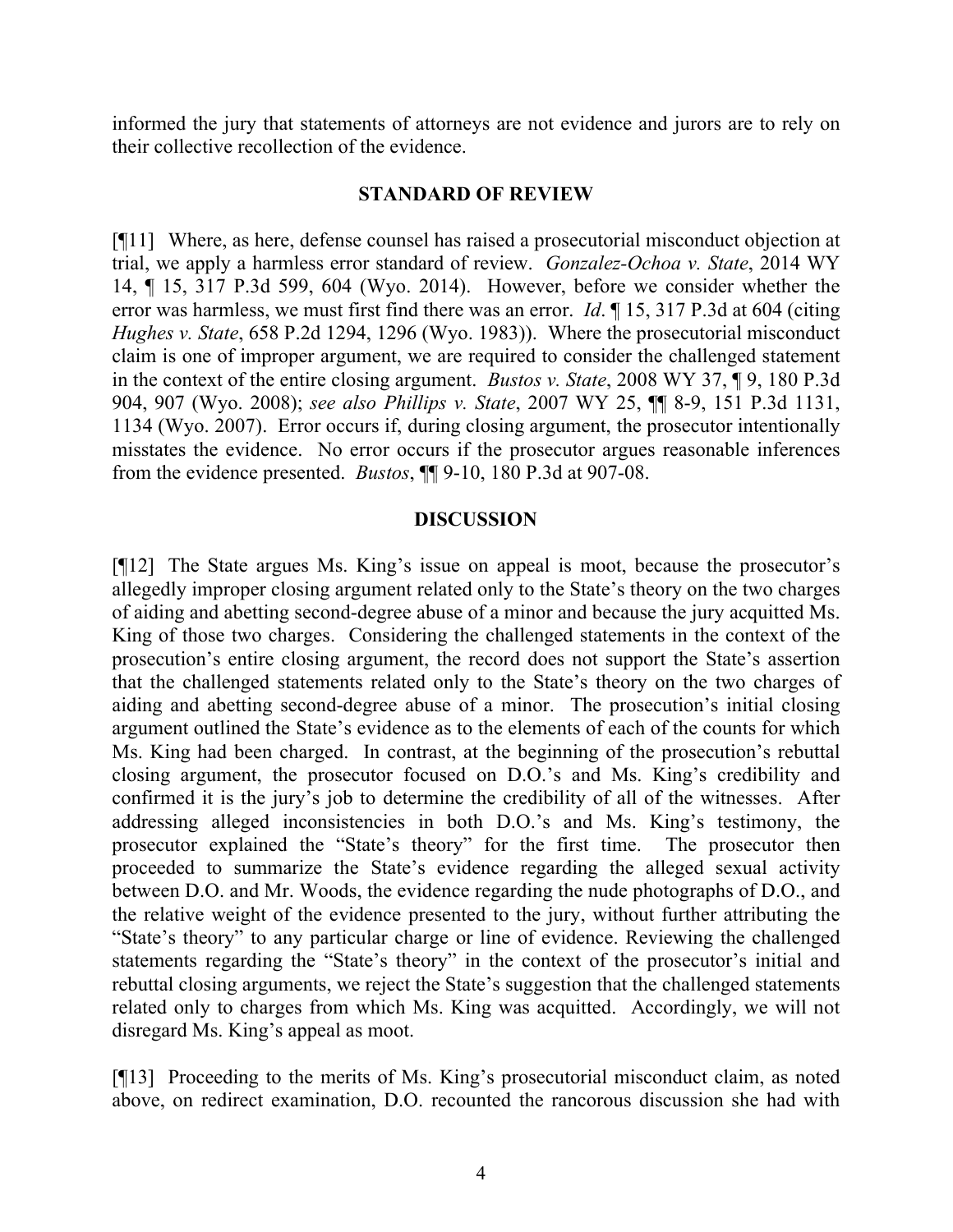informed the jury that statements of attorneys are not evidence and jurors are to rely on their collective recollection of the evidence.

## STANDARD OF REVIEW

[¶11] Where, as here, defense counsel has raised a prosecutorial misconduct objection at trial, we apply a harmless error standard of review. *Gonzalez-Ochoa v. State*, 2014 WY 14, ¶ 15, 317 P.3d 599, 604 (Wyo. 2014). However, before we consider whether the error was harmless, we must first find there was an error. *Id*. ¶ 15, 317 P.3d at 604 (citing *Hughes v. State*, 658 P.2d 1294, 1296 (Wyo. 1983)). Where the prosecutorial misconduct claim is one of improper argument, we are required to consider the challenged statement in the context of the entire closing argument. *Bustos v. State*, 2008 WY 37, ¶ 9, 180 P.3d 904, 907 (Wyo. 2008); *see also Phillips v. State*, 2007 WY 25, ¶¶ 8-9, 151 P.3d 1131, 1134 (Wyo. 2007). Error occurs if, during closing argument, the prosecutor intentionally misstates the evidence. No error occurs if the prosecutor argues reasonable inferences from the evidence presented. *Bustos*, ¶¶ 9-10, 180 P.3d at 907-08.

## DISCUSSION

[¶12] The State argues Ms. King's issue on appeal is moot, because the prosecutor's allegedly improper closing argument related only to the State's theory on the two charges of aiding and abetting second-degree abuse of a minor and because the jury acquitted Ms. King of those two charges. Considering the challenged statements in the context of the prosecution's entire closing argument, the record does not support the State's assertion that the challenged statements related only to the State's theory on the two charges of aiding and abetting second-degree abuse of a minor. The prosecution's initial closing argument outlined the State's evidence as to the elements of each of the counts for which Ms. King had been charged. In contrast, at the beginning of the prosecution's rebuttal closing argument, the prosecutor focused on D.O.'s and Ms. King's credibility and confirmed it is the jury's job to determine the credibility of all of the witnesses. After addressing alleged inconsistencies in both D.O.'s and Ms. King's testimony, the prosecutor explained the "State's theory" for the first time. The prosecutor then proceeded to summarize the State's evidence regarding the alleged sexual activity between D.O. and Mr. Woods, the evidence regarding the nude photographs of D.O., and the relative weight of the evidence presented to the jury, without further attributing the "State's theory" to any particular charge or line of evidence. Reviewing the challenged statements regarding the "State's theory" in the context of the prosecutor's initial and rebuttal closing arguments, we reject the State's suggestion that the challenged statements related only to charges from which Ms. King was acquitted. Accordingly, we will not disregard Ms. King's appeal as moot.

[¶13] Proceeding to the merits of Ms. King's prosecutorial misconduct claim, as noted above, on redirect examination, D.O. recounted the rancorous discussion she had with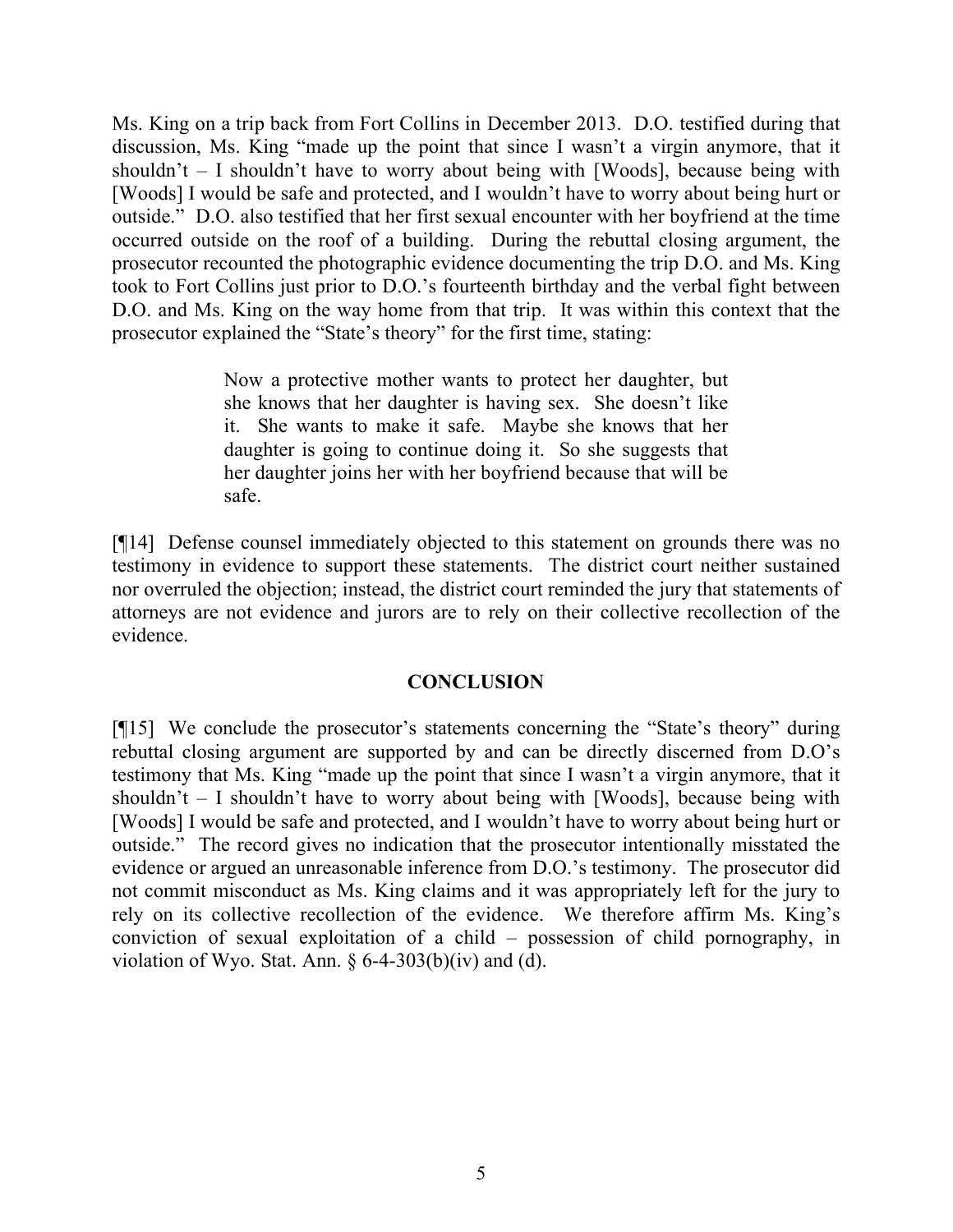Ms. King on a trip back from Fort Collins in December 2013. D.O. testified during that discussion, Ms. King "made up the point that since I wasn't a virgin anymore, that it shouldn't – I shouldn't have to worry about being with [Woods], because being with [Woods] I would be safe and protected, and I wouldn't have to worry about being hurt or outside." D.O. also testified that her first sexual encounter with her boyfriend at the time occurred outside on the roof of a building. During the rebuttal closing argument, the prosecutor recounted the photographic evidence documenting the trip D.O. and Ms. King took to Fort Collins just prior to D.O.'s fourteenth birthday and the verbal fight between D.O. and Ms. King on the way home from that trip. It was within this context that the prosecutor explained the "State's theory" for the first time, stating:

> Now a protective mother wants to protect her daughter, but she knows that her daughter is having sex. She doesn't like it. She wants to make it safe. Maybe she knows that her daughter is going to continue doing it. So she suggests that her daughter joins her with her boyfriend because that will be safe.

[¶14] Defense counsel immediately objected to this statement on grounds there was no testimony in evidence to support these statements. The district court neither sustained nor overruled the objection; instead, the district court reminded the jury that statements of attorneys are not evidence and jurors are to rely on their collective recollection of the evidence.

## CONCLUSION

[¶15] We conclude the prosecutor's statements concerning the "State's theory" during rebuttal closing argument are supported by and can be directly discerned from D.O's testimony that Ms. King "made up the point that since I wasn't a virgin anymore, that it shouldn't – I shouldn't have to worry about being with [Woods], because being with [Woods] I would be safe and protected, and I wouldn't have to worry about being hurt or outside." The record gives no indication that the prosecutor intentionally misstated the evidence or argued an unreasonable inference from D.O.'s testimony. The prosecutor did not commit misconduct as Ms. King claims and it was appropriately left for the jury to rely on its collective recollection of the evidence. We therefore affirm Ms. King's conviction of sexual exploitation of a child – possession of child pornography, in violation of Wyo. Stat. Ann. § 6-4-303(b)(iv) and (d).